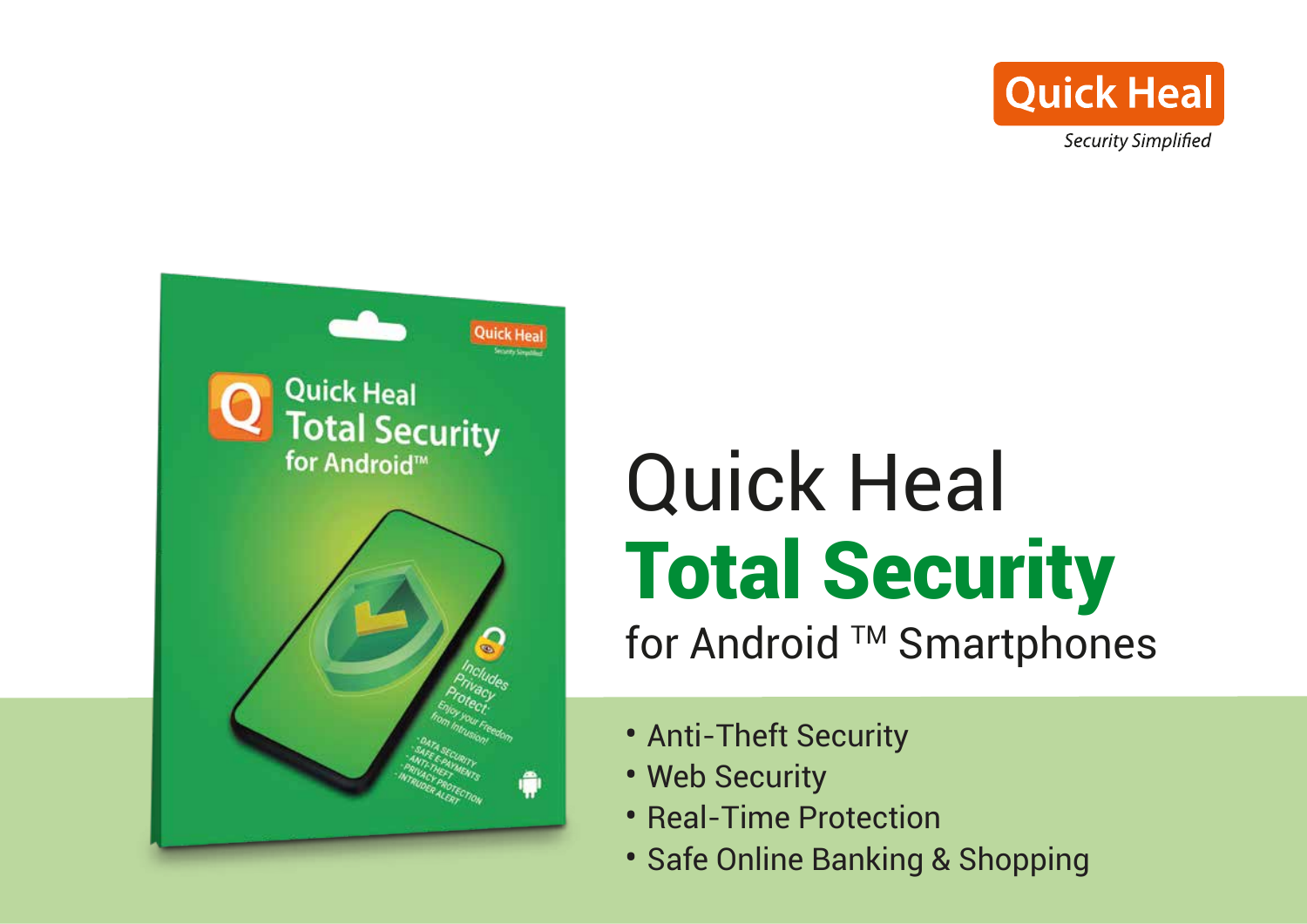Quick Heal

*Security Simplified*

# Quick Heal **Total Security** for Android ™ Smartphones

- Anti-Theft Security
- Web Security
- Real-Time Protection
- Safe Online Banking & Shopping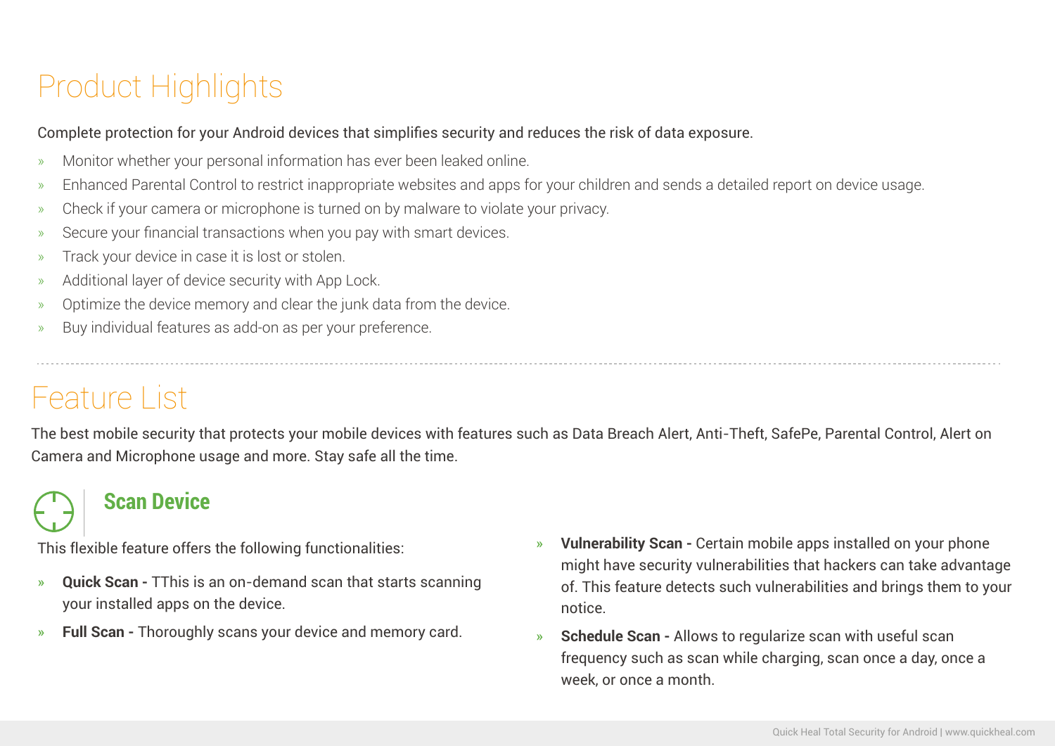# Product Highlights

Complete protection for your Android devices that simplifies security and reduces the risk of data exposure.

- Monitor whether your personal information has ever been leaked online.
- Enhanced Parental Control to restrict inappropriate websites and apps for your children and sends a detailed report on device usage.
- Check if your camera or microphone is turned on by malware to violate your privacy.
- Secure your financial transactions when you pay with smart devices.
- Track your device in case it is lost or stolen.
- Additional layer of device security with App Lock.
- Optimize the device memory and clear the junk data from the device.
- Buy individual features as add-on as per your preference.

# Feature List

The best mobile security that protects your mobile devices with features such as Data Breach Alert, Anti-Theft, SafePe, Parental Control, Alert on Camera and Microphone usage and more. Stay safe all the time.

## Scan Device

This flexible feature offers the following functionalities:

- **Quick Scan -** TThis is an on-demand scan that starts scanning your installed apps on the device.
- **Full Scan -** Thoroughly scans your device and memory card.
- **Vulnerability Scan -** Certain mobile apps installed on your phone might have security vulnerabilities that hackers can take advantage of. This feature detects such vulnerabilities and brings them to your notice.
- **Schedule Scan -** Allows to regularize scan with useful scan frequency such as scan while charging, scan once a day, once a week, or once a month.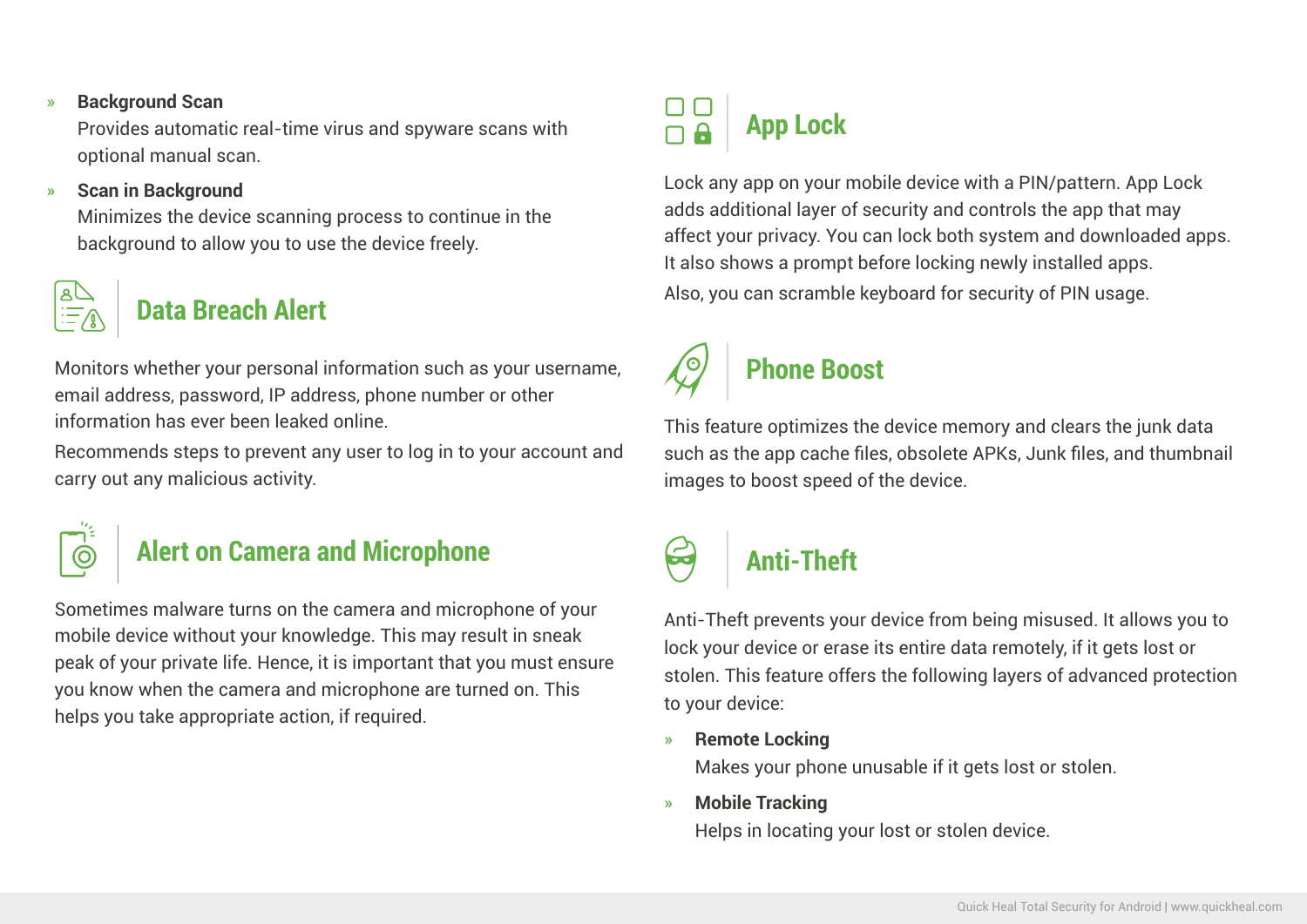- **Background Scan**
  Provides automatic real-time virus and spyware scans with optional manual scan.
- **Scan in Background**
  Minimizes the device scanning process to continue in the background to allow you to use the device freely.

## Data Breach Alert

Monitors whether your personal information such as your username, email address, password, IP address, phone number or other information has ever been leaked online.

Recommends steps to prevent any user to log in to your account and carry out any malicious activity.

## Alert on Camera and Microphone

Sometimes malware turns on the camera and microphone of your mobile device without your knowledge. This may result in sneak peak of your private life. Hence, it is important that you must ensure you know when the camera and microphone are turned on. This helps you take appropriate action, if required.

## App Lock

Lock any app on your mobile device with a PIN/pattern. App Lock adds additional layer of security and controls the app that may affect your privacy. You can lock both system and downloaded apps. It also shows a prompt before locking newly installed apps.

Also, you can scramble keyboard for security of PIN usage.

## Phone Boost

This feature optimizes the device memory and clears the junk data such as the app cache files, obsolete APKs, Junk files, and thumbnail images to boost speed of the device.

## Anti-Theft

Anti-Theft prevents your device from being misused. It allows you to lock your device or erase its entire data remotely, if it gets lost or stolen. This feature offers the following layers of advanced protection to your device:

- **Remote Locking**
  Makes your phone unusable if it gets lost or stolen.
- **Mobile Tracking**
  Helps in locating your lost or stolen device.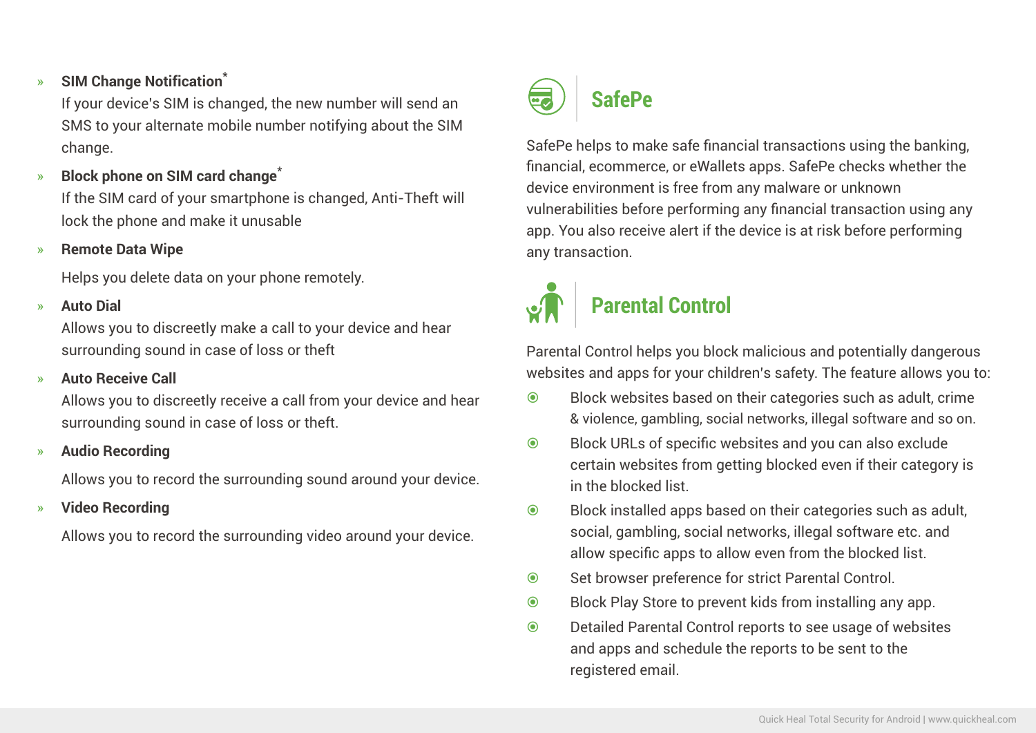- **SIM Change Notification***

  If your device's SIM is changed, the new number will send an SMS to your alternate mobile number notifying about the SIM change.

- **Block phone on SIM card change***

  If the SIM card of your smartphone is changed, Anti-Theft will lock the phone and make it unusable

- **Remote Data Wipe**

  Helps you delete data on your phone remotely.

- **Auto Dial**

  Allows you to discreetly make a call to your device and hear surrounding sound in case of loss or theft

- **Auto Receive Call**

  Allows you to discreetly receive a call from your device and hear surrounding sound in case of loss or theft.

- **Audio Recording**

  Allows you to record the surrounding sound around your device.

- **Video Recording**

  Allows you to record the surrounding video around your device.

## SafePe

SafePe helps to make safe financial transactions using the banking, financial, ecommerce, or eWallets apps. SafePe checks whether the device environment is free from any malware or unknown vulnerabilities before performing any financial transaction using any app. You also receive alert if the device is at risk before performing any transaction.

## Parental Control

Parental Control helps you block malicious and potentially dangerous websites and apps for your children's safety. The feature allows you to:

- Block websites based on their categories such as adult, crime & violence, gambling, social networks, illegal software and so on.
- Block URLs of specific websites and you can also exclude certain websites from getting blocked even if their category is in the blocked list.
- Block installed apps based on their categories such as adult, social, gambling, social networks, illegal software etc. and allow specific apps to allow even from the blocked list.
- Set browser preference for strict Parental Control.
- Block Play Store to prevent kids from installing any app.
- Detailed Parental Control reports to see usage of websites and apps and schedule the reports to be sent to the registered email.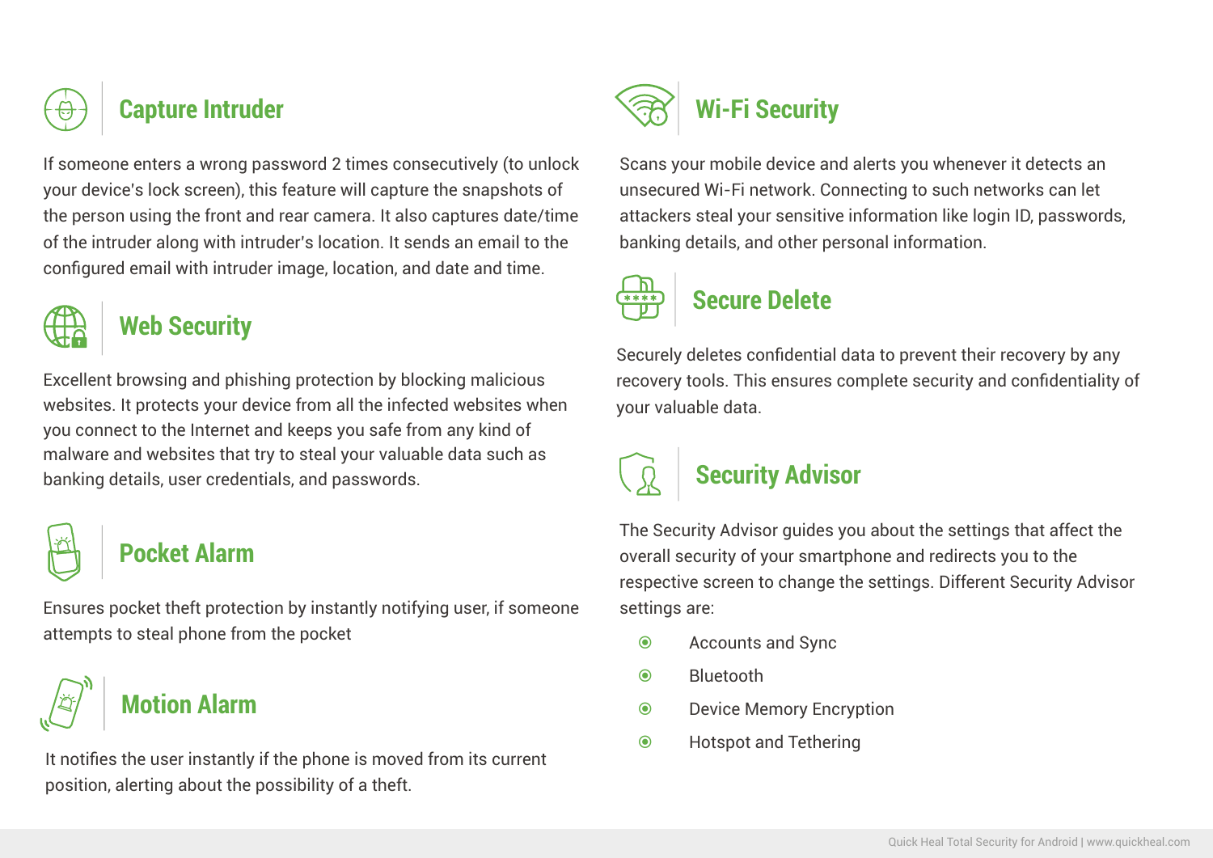## Capture Intruder

If someone enters a wrong password 2 times consecutively (to unlock your device's lock screen), this feature will capture the snapshots of the person using the front and rear camera. It also captures date/time of the intruder along with intruder's location. It sends an email to the configured email with intruder image, location, and date and time.

## Web Security

Excellent browsing and phishing protection by blocking malicious websites. It protects your device from all the infected websites when you connect to the Internet and keeps you safe from any kind of malware and websites that try to steal your valuable data such as banking details, user credentials, and passwords.

## Pocket Alarm

Ensures pocket theft protection by instantly notifying user, if someone attempts to steal phone from the pocket

## Motion Alarm

It notifies the user instantly if the phone is moved from its current position, alerting about the possibility of a theft.

## Wi-Fi Security

Scans your mobile device and alerts you whenever it detects an unsecured Wi-Fi network. Connecting to such networks can let attackers steal your sensitive information like login ID, passwords, banking details, and other personal information.

## Secure Delete

Securely deletes confidential data to prevent their recovery by any recovery tools. This ensures complete security and confidentiality of your valuable data.

## Security Advisor

The Security Advisor guides you about the settings that affect the overall security of your smartphone and redirects you to the respective screen to change the settings. Different Security Advisor settings are:

- Accounts and Sync
- Bluetooth
- Device Memory Encryption
- Hotspot and Tethering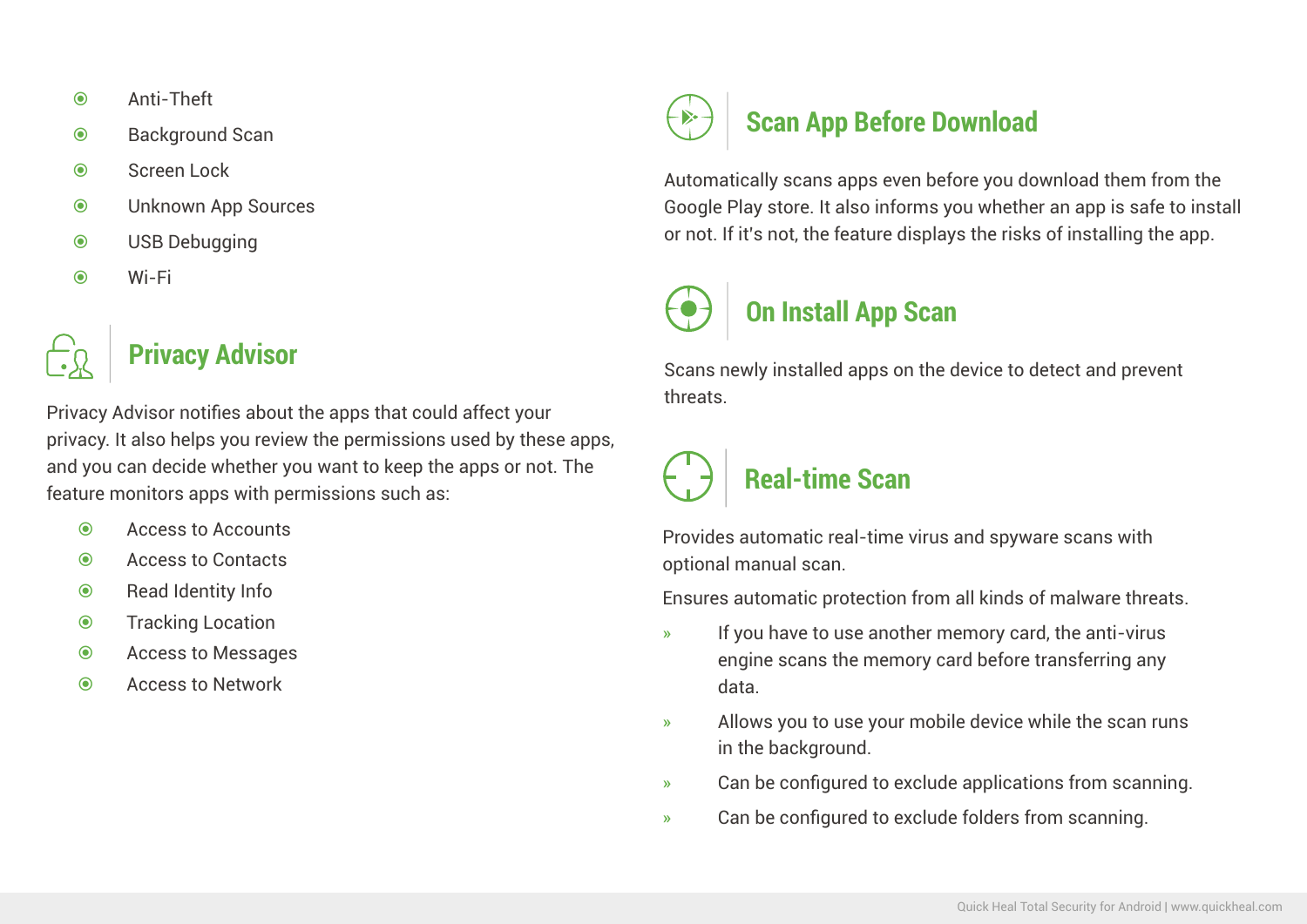- Anti-Theft
- Background Scan
- Screen Lock
- Unknown App Sources
- USB Debugging
- Wi-Fi

## Privacy Advisor

Privacy Advisor notifies about the apps that could affect your privacy. It also helps you review the permissions used by these apps, and you can decide whether you want to keep the apps or not. The feature monitors apps with permissions such as:

- Access to Accounts
- Access to Contacts
- Read Identity Info
- Tracking Location
- Access to Messages
- Access to Network

## Scan App Before Download

Automatically scans apps even before you download them from the Google Play store. It also informs you whether an app is safe to install or not. If it's not, the feature displays the risks of installing the app.

## On Install App Scan

Scans newly installed apps on the device to detect and prevent threats.

## Real-time Scan

Provides automatic real-time virus and spyware scans with optional manual scan.

Ensures automatic protection from all kinds of malware threats.

- If you have to use another memory card, the anti-virus engine scans the memory card before transferring any data.
- Allows you to use your mobile device while the scan runs in the background.
- Can be configured to exclude applications from scanning.
- Can be configured to exclude folders from scanning.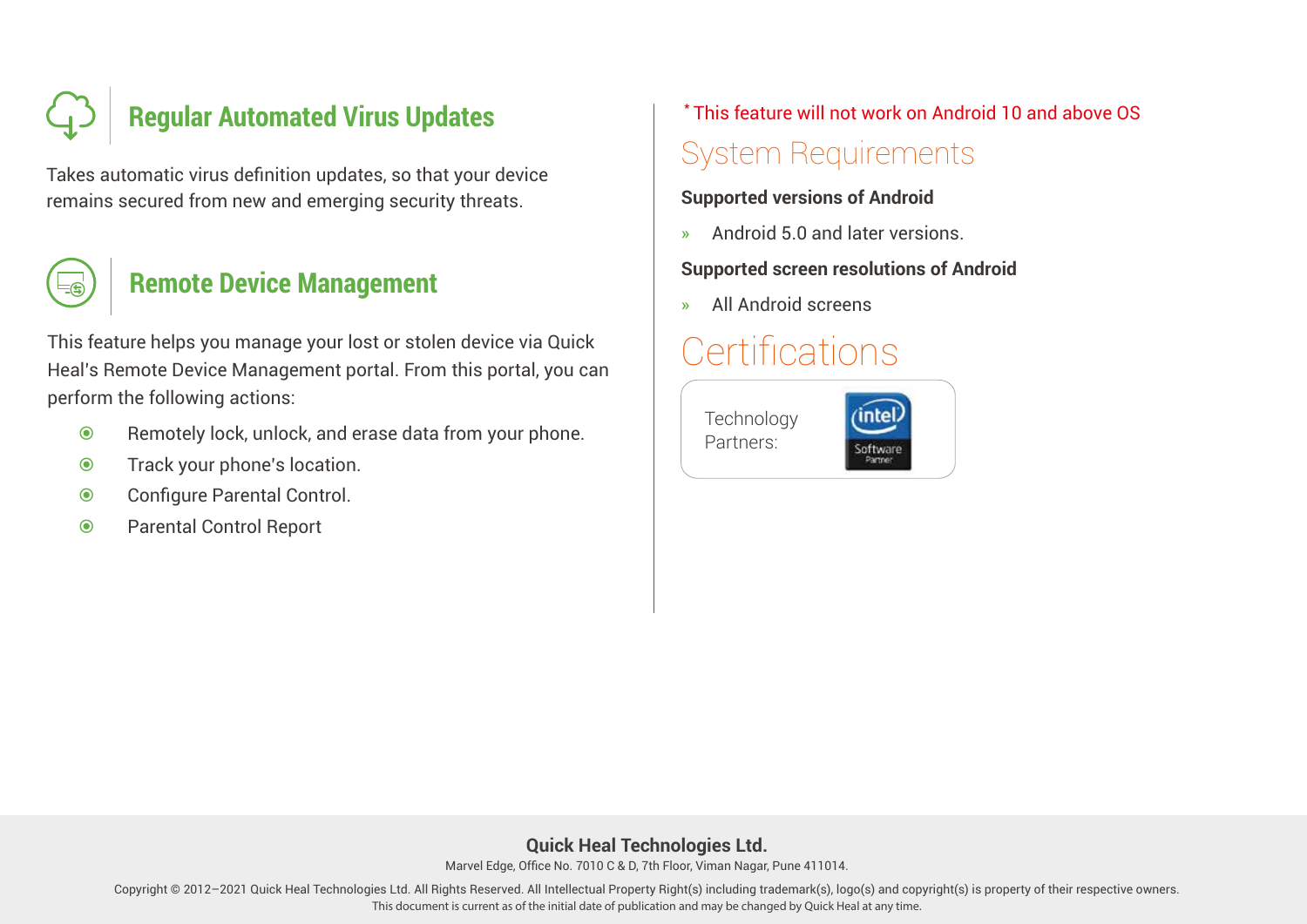## Regular Automated Virus Updates

Takes automatic virus definition updates, so that your device remains secured from new and emerging security threats.

## Remote Device Management

This feature helps you manage your lost or stolen device via Quick Heal's Remote Device Management portal. From this portal, you can perform the following actions:

- Remotely lock, unlock, and erase data from your phone.
- Track your phone's location.
- Configure Parental Control.
- Parental Control Report

* This feature will not work on Android 10 and above OS

# System Requirements

**Supported versions of Android**

- Android 5.0 and later versions.

**Supported screen resolutions of Android**

- All Android screens

# Certifications

Technology Partners: intel Software Partner

**Quick Heal Technologies Ltd.**

Marvel Edge, Office No. 7010 C & D, 7th Floor, Viman Nagar, Pune 411014.

Copyright © 2012–2021 Quick Heal Technologies Ltd. All Rights Reserved. All Intellectual Property Right(s) including trademark(s), logo(s) and copyright(s) is property of their respective owners.
This document is current as of the initial date of publication and may be changed by Quick Heal at any time.